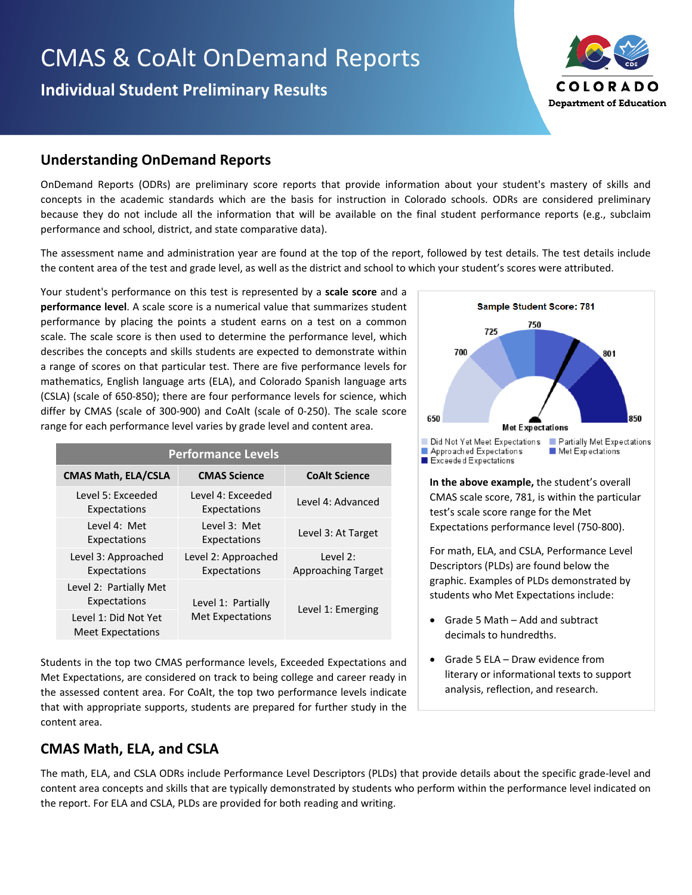# CMAS & CoAlt OnDemand Reports

## Individual Student Preliminary Results

COLORADO
Department of Education

## Understanding OnDemand Reports

OnDemand Reports (ODRs) are preliminary score reports that provide information about your student's mastery of skills and concepts in the academic standards which are the basis for instruction in Colorado schools. ODRs are considered preliminary because they do not include all the information that will be available on the final student performance reports (e.g., subclaim performance and school, district, and state comparative data).

The assessment name and administration year are found at the top of the report, followed by test details. The test details include the content area of the test and grade level, as well as the district and school to which your student's scores were attributed.

Your student's performance on this test is represented by a **scale score** and a **performance level**. A scale score is a numerical value that summarizes student performance by placing the points a student earns on a test on a common scale. The scale score is then used to determine the performance level, which describes the concepts and skills students are expected to demonstrate within a range of scores on that particular test. There are five performance levels for mathematics, English language arts (ELA), and Colorado Spanish language arts (CSLA) (scale of 650-850); there are four performance levels for science, which differ by CMAS (scale of 300-900) and CoAlt (scale of 0-250). The scale score range for each performance level varies by grade level and content area.

| Performance Levels | | |
|---|---|---|
| **CMAS Math, ELA/CSLA** | **CMAS Science** | **CoAlt Science** |
| Level 5: Exceeded Expectations | Level 4: Exceeded Expectations | Level 4: Advanced |
| Level 4: Met Expectations | Level 3: Met Expectations | Level 3: At Target |
| Level 3: Approached Expectations | Level 2: Approached Expectations | Level 2: Approaching Target |
| Level 2: Partially Met Expectations | Level 1: Partially Met Expectations | Level 1: Emerging |
| Level 1: Did Not Yet Meet Expectations | | |

Students in the top two CMAS performance levels, Exceeded Expectations and Met Expectations, are considered on track to being college and career ready in the assessed content area. For CoAlt, the top two performance levels indicate that with appropriate supports, students are prepared for further study in the content area.

Sample Student Score: 781

650
700
725
750
801
850

Met Expectations

Did Not Yet Meet Expectations
Partially Met Expectations
Approached Expectations
Met Expectations
Exceeded Expectations

**In the above example,** the student's overall CMAS scale score, 781, is within the particular test's scale score range for the Met Expectations performance level (750-800).

For math, ELA, and CSLA, Performance Level Descriptors (PLDs) are found below the graphic. Examples of PLDs demonstrated by students who Met Expectations include:

- Grade 5 Math – Add and subtract decimals to hundredths.
- Grade 5 ELA – Draw evidence from literary or informational texts to support analysis, reflection, and research.

## CMAS Math, ELA, and CSLA

The math, ELA, and CSLA ODRs include Performance Level Descriptors (PLDs) that provide details about the specific grade-level and content area concepts and skills that are typically demonstrated by students who perform within the performance level indicated on the report. For ELA and CSLA, PLDs are provided for both reading and writing.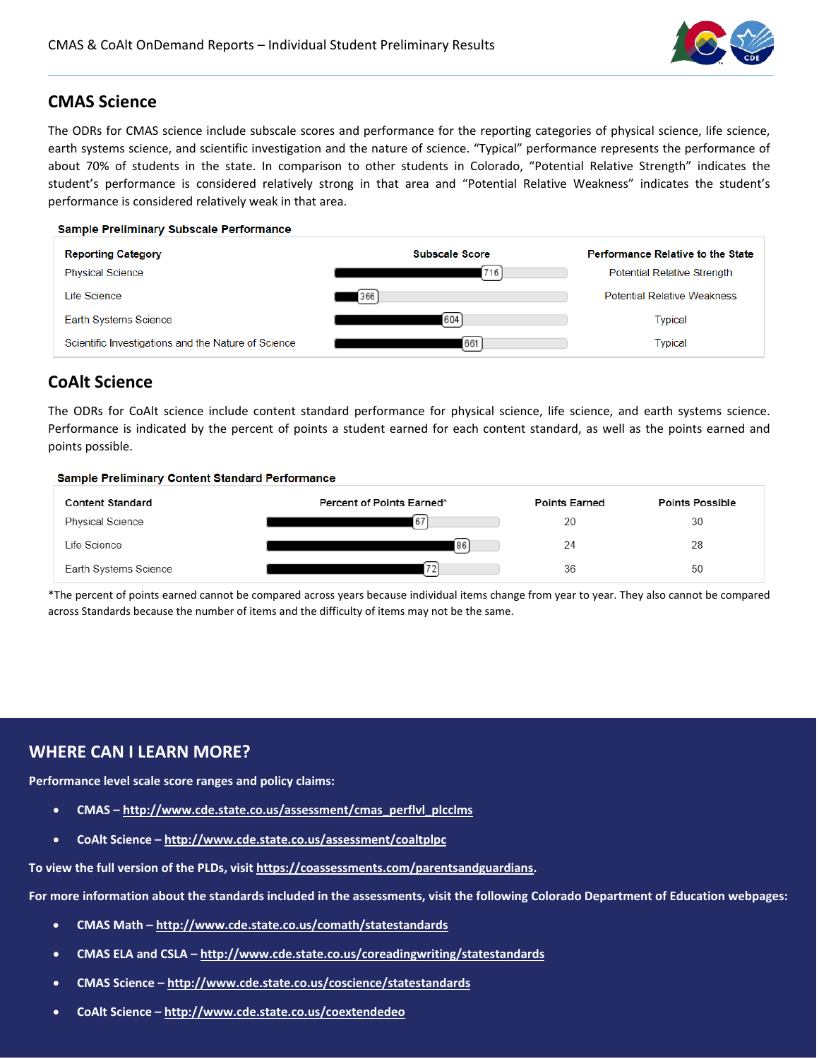## CMAS Science

The ODRs for CMAS science include subscale scores and performance for the reporting categories of physical science, life science, earth systems science, and scientific investigation and the nature of science. “Typical” performance represents the performance of about 70% of students in the state. In comparison to other students in Colorado, “Potential Relative Strength” indicates the student’s performance is considered relatively strong in that area and “Potential Relative Weakness” indicates the student’s performance is considered relatively weak in that area.

**Sample Preliminary Subscale Performance**

Reporting Category | Subscale Score | Performance Relative to the State

Physical Science | 716 | Potential Relative Strength

Life Science | 366 | Potential Relative Weakness

Earth Systems Science | 604 | Typical

Scientific Investigations and the Nature of Science | 661 | Typical

## CoAlt Science

The ODRs for CoAlt science include content standard performance for physical science, life science, and earth systems science. Performance is indicated by the percent of points a student earned for each content standard, as well as the points earned and points possible.

**Sample Preliminary Content Standard Performance**

Content Standard | Percent of Points Earned* | Points Earned | Points Possible

Physical Science | 67 | 20 | 30

Life Science | 86 | 24 | 28

Earth Systems Science | 72 | 36 | 50

*The percent of points earned cannot be compared across years because individual items change from year to year. They also cannot be compared across Standards because the number of items and the difficulty of items may not be the same.

## WHERE CAN I LEARN MORE?

**Performance level scale score ranges and policy claims:**

- **CMAS – http://www.cde.state.co.us/assessment/cmas_perflvl_plcclms**
- **CoAlt Science – http://www.cde.state.co.us/assessment/coaltplpc**

**To view the full version of the PLDs, visit https://coassessments.com/parentsandguardians.**

**For more information about the standards included in the assessments, visit the following Colorado Department of Education webpages:**

- **CMAS Math – http://www.cde.state.co.us/comath/statestandards**
- **CMAS ELA and CSLA – http://www.cde.state.co.us/coreadingwriting/statestandards**
- **CMAS Science – http://www.cde.state.co.us/coscience/statestandards**
- **CoAlt Science – http://www.cde.state.co.us/coextendedeo**